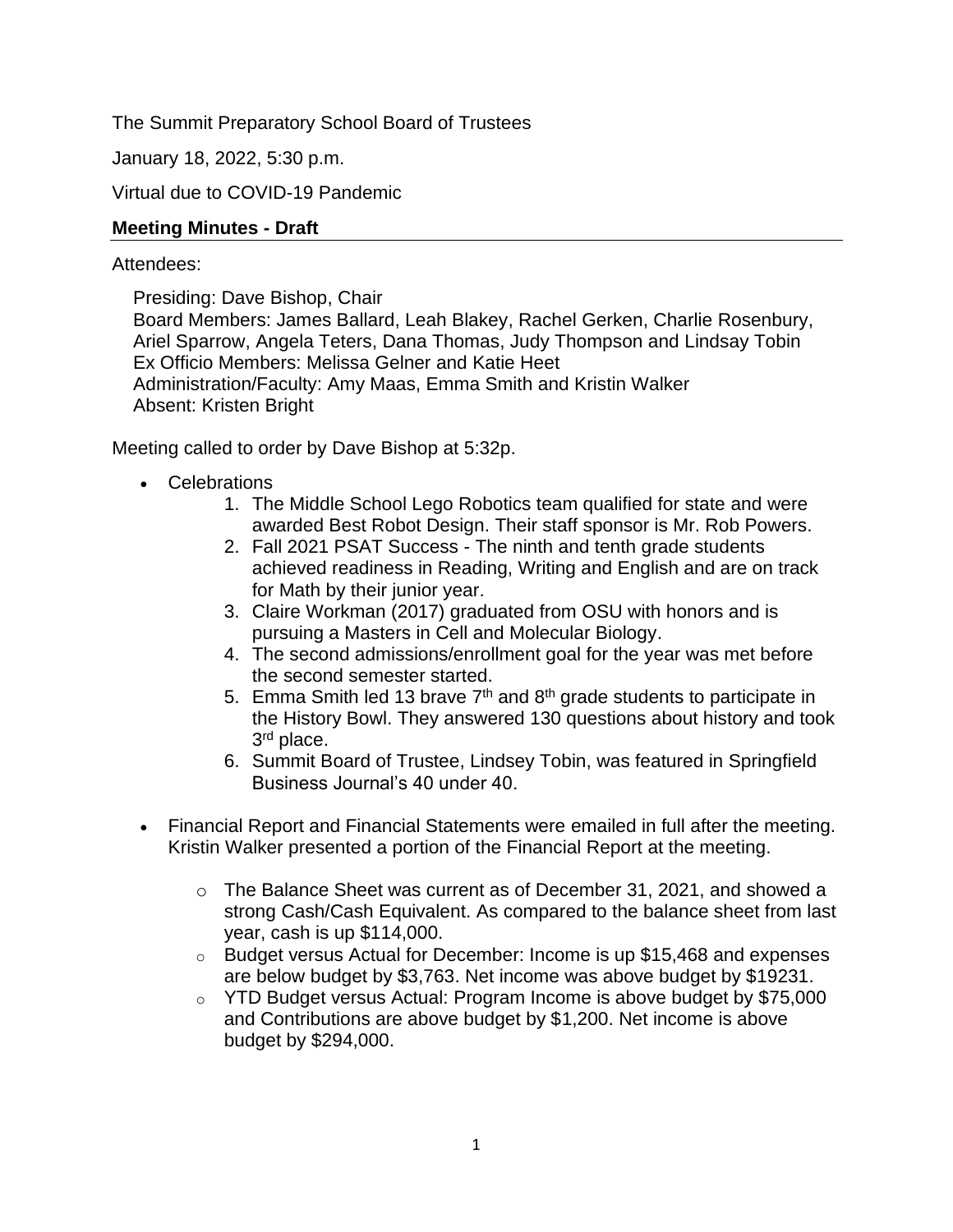The Summit Preparatory School Board of Trustees

January 18, 2022, 5:30 p.m.

Virtual due to COVID-19 Pandemic

**Meeting Minutes - Draft**

Attendees:

Presiding: Dave Bishop, Chair
Board Members: James Ballard, Leah Blakey, Rachel Gerken, Charlie Rosenbury, Ariel Sparrow, Angela Teters, Dana Thomas, Judy Thompson and Lindsay Tobin
Ex Officio Members: Melissa Gelner and Katie Heet
Administration/Faculty: Amy Maas, Emma Smith and Kristin Walker
Absent: Kristen Bright

Meeting called to order by Dave Bishop at 5:32p.

- Celebrations
    1. The Middle School Lego Robotics team qualified for state and were awarded Best Robot Design. Their staff sponsor is Mr. Rob Powers.
    2. Fall 2021 PSAT Success - The ninth and tenth grade students achieved readiness in Reading, Writing and English and are on track for Math by their junior year.
    3. Claire Workman (2017) graduated from OSU with honors and is pursuing a Masters in Cell and Molecular Biology.
    4. The second admissions/enrollment goal for the year was met before the second semester started.
    5. Emma Smith led 13 brave 7th and 8th grade students to participate in the History Bowl. They answered 130 questions about history and took 3rd place.
    6. Summit Board of Trustee, Lindsey Tobin, was featured in Springfield Business Journal's 40 under 40.

- Financial Report and Financial Statements were emailed in full after the meeting. Kristin Walker presented a portion of the Financial Report at the meeting.
    - The Balance Sheet was current as of December 31, 2021, and showed a strong Cash/Cash Equivalent. As compared to the balance sheet from last year, cash is up $114,000.
    - Budget versus Actual for December: Income is up $15,468 and expenses are below budget by $3,763. Net income was above budget by $19231.
    - YTD Budget versus Actual: Program Income is above budget by $75,000 and Contributions are above budget by $1,200. Net income is above budget by $294,000.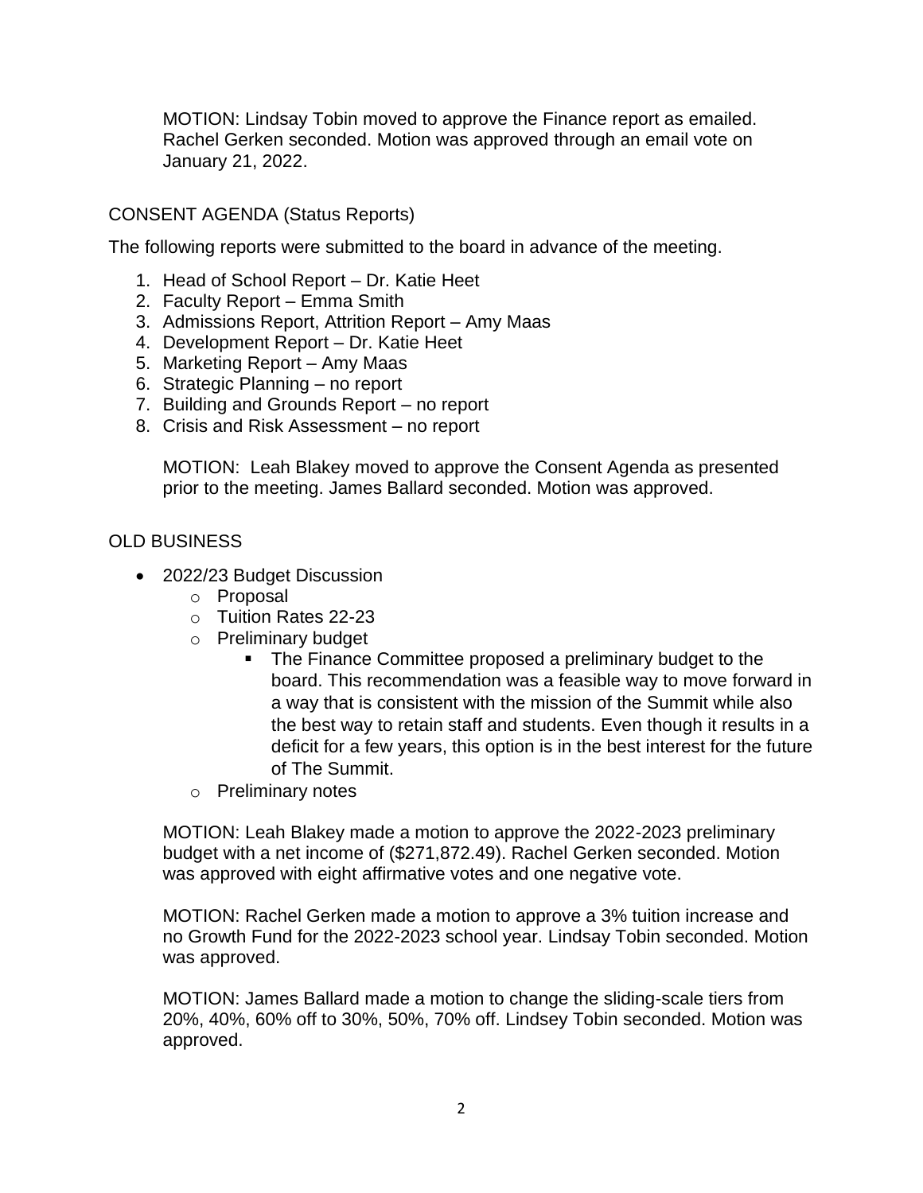MOTION: Lindsay Tobin moved to approve the Finance report as emailed. Rachel Gerken seconded. Motion was approved through an email vote on January 21, 2022.

CONSENT AGENDA (Status Reports)

The following reports were submitted to the board in advance of the meeting.

1. Head of School Report – Dr. Katie Heet
2. Faculty Report – Emma Smith
3. Admissions Report, Attrition Report – Amy Maas
4. Development Report – Dr. Katie Heet
5. Marketing Report – Amy Maas
6. Strategic Planning – no report
7. Building and Grounds Report – no report
8. Crisis and Risk Assessment – no report

MOTION: Leah Blakey moved to approve the Consent Agenda as presented prior to the meeting. James Ballard seconded. Motion was approved.

OLD BUSINESS

- 2022/23 Budget Discussion
  - Proposal
  - Tuition Rates 22-23
  - Preliminary budget
    - The Finance Committee proposed a preliminary budget to the board. This recommendation was a feasible way to move forward in a way that is consistent with the mission of the Summit while also the best way to retain staff and students. Even though it results in a deficit for a few years, this option is in the best interest for the future of The Summit.
  - Preliminary notes

MOTION: Leah Blakey made a motion to approve the 2022-2023 preliminary budget with a net income of ($271,872.49). Rachel Gerken seconded. Motion was approved with eight affirmative votes and one negative vote.

MOTION: Rachel Gerken made a motion to approve a 3% tuition increase and no Growth Fund for the 2022-2023 school year. Lindsay Tobin seconded. Motion was approved.

MOTION: James Ballard made a motion to change the sliding-scale tiers from 20%, 40%, 60% off to 30%, 50%, 70% off. Lindsey Tobin seconded. Motion was approved.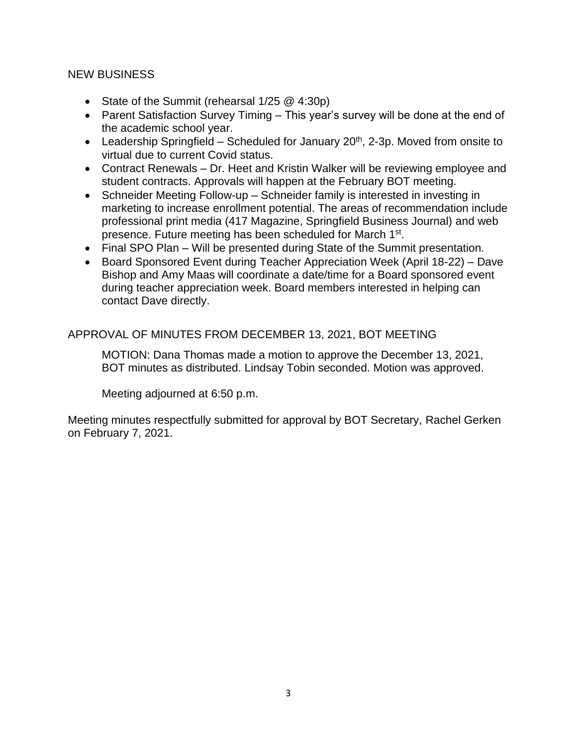## NEW BUSINESS

- State of the Summit (rehearsal 1/25 @ 4:30p)
- Parent Satisfaction Survey Timing – This year's survey will be done at the end of the academic school year.
- Leadership Springfield – Scheduled for January 20th, 2-3p. Moved from onsite to virtual due to current Covid status.
- Contract Renewals – Dr. Heet and Kristin Walker will be reviewing employee and student contracts. Approvals will happen at the February BOT meeting.
- Schneider Meeting Follow-up – Schneider family is interested in investing in marketing to increase enrollment potential. The areas of recommendation include professional print media (417 Magazine, Springfield Business Journal) and web presence. Future meeting has been scheduled for March 1st.
- Final SPO Plan – Will be presented during State of the Summit presentation.
- Board Sponsored Event during Teacher Appreciation Week (April 18-22) – Dave Bishop and Amy Maas will coordinate a date/time for a Board sponsored event during teacher appreciation week. Board members interested in helping can contact Dave directly.

## APPROVAL OF MINUTES FROM DECEMBER 13, 2021, BOT MEETING

MOTION: Dana Thomas made a motion to approve the December 13, 2021, BOT minutes as distributed. Lindsay Tobin seconded. Motion was approved.

Meeting adjourned at 6:50 p.m.

Meeting minutes respectfully submitted for approval by BOT Secretary, Rachel Gerken on February 7, 2021.